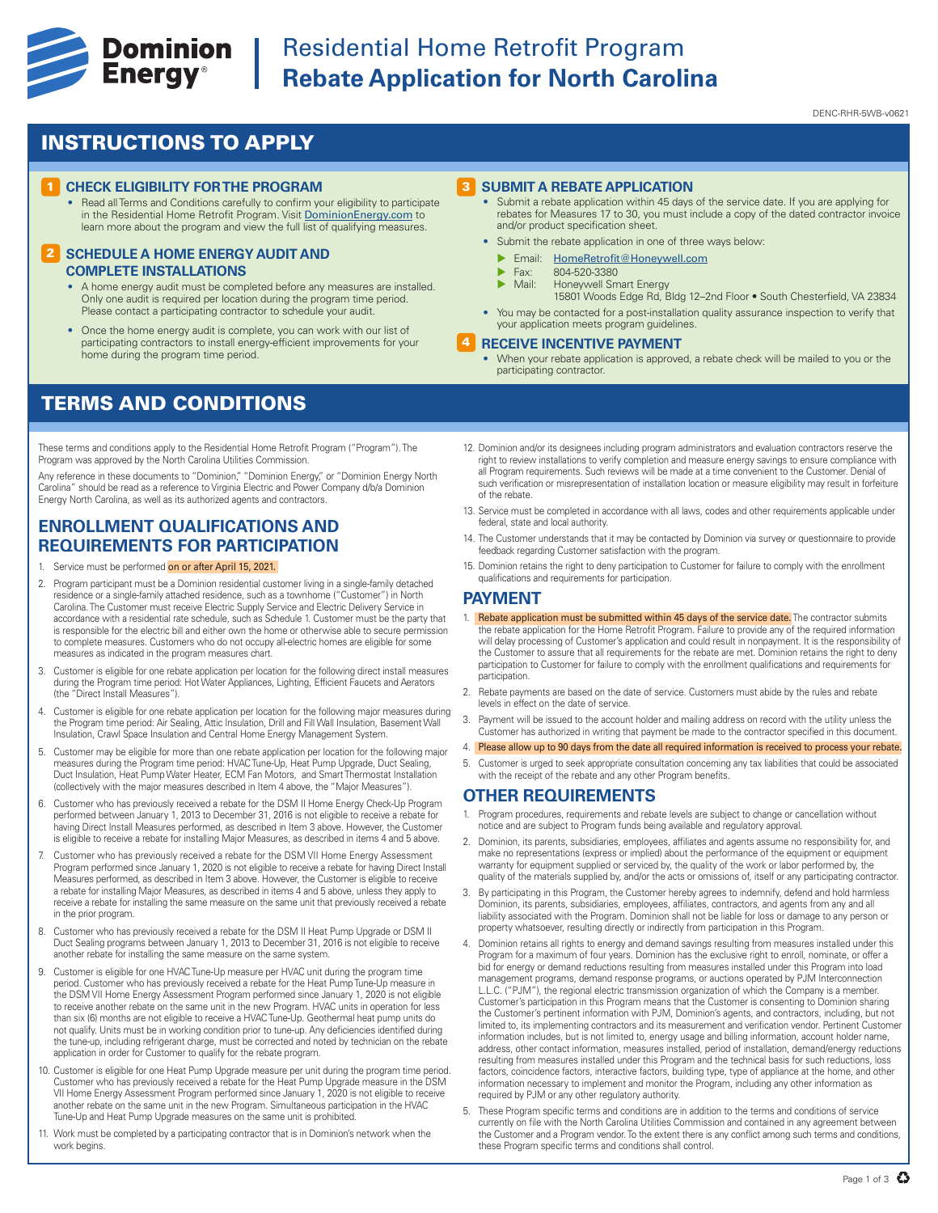# Dominion Energy

# Residential Home Retrofit Program
# Rebate Application for North Carolina

DENC-RHR-5WB-v0621

## INSTRUCTIONS TO APPLY

### 1 CHECK ELIGIBILITY FOR THE PROGRAM

- Read all Terms and Conditions carefully to confirm your eligibility to participate in the Residential Home Retrofit Program. Visit DominionEnergy.com to learn more about the program and view the full list of qualifying measures.

### 2 SCHEDULE A HOME ENERGY AUDIT AND COMPLETE INSTALLATIONS

- A home energy audit must be completed before any measures are installed. Only one audit is required per location during the program time period. Please contact a participating contractor to schedule your audit.
- Once the home energy audit is complete, you can work with our list of participating contractors to install energy-efficient improvements for your home during the program time period.

### 3 SUBMIT A REBATE APPLICATION

- Submit a rebate application within 45 days of the service date. If you are applying for rebates for Measures 17 to 30, you must include a copy of the dated contractor invoice and/or product specification sheet.
- Submit the rebate application in one of three ways below:
  - Email: HomeRetrofit@Honeywell.com
  - Fax: 804-520-3380
  - Mail: Honeywell Smart Energy
    15801 Woods Edge Rd, Bldg 12–2nd Floor • South Chesterfield, VA 23834
- You may be contacted for a post-installation quality assurance inspection to verify that your application meets program guidelines.

### 4 RECEIVE INCENTIVE PAYMENT

- When your rebate application is approved, a rebate check will be mailed to you or the participating contractor.

## TERMS AND CONDITIONS

These terms and conditions apply to the Residential Home Retrofit Program ("Program"). The Program was approved by the North Carolina Utilities Commission.

Any reference in these documents to "Dominion," "Dominion Energy," or "Dominion Energy North Carolina" should be read as a reference to Virginia Electric and Power Company d/b/a Dominion Energy North Carolina, as well as its authorized agents and contractors.

### ENROLLMENT QUALIFICATIONS AND REQUIREMENTS FOR PARTICIPATION

1. Service must be performed **on or after April 15, 2021.**
2. Program participant must be a Dominion residential customer living in a single-family detached residence or a single-family attached residence, such as a townhome ("Customer") in North Carolina. The Customer must receive Electric Supply Service and Electric Delivery Service in accordance with a residential rate schedule, such as Schedule 1. Customer must be the party that is responsible for the electric bill and either own the home or otherwise able to secure permission to complete measures. Customers who do not occupy all-electric homes are eligible for some measures as indicated in the program measures chart.
3. Customer is eligible for one rebate application per location for the following direct install measures during the Program time period: Hot Water Appliances, Lighting, Efficient Faucets and Aerators (the "Direct Install Measures").
4. Customer is eligible for one rebate application per location for the following major measures during the Program time period: Air Sealing, Attic Insulation, Drill and Fill Wall Insulation, Basement Wall Insulation, Crawl Space Insulation and Central Home Energy Management System.
5. Customer may be eligible for more than one rebate application per location for the following major measures during the Program time period: HVAC Tune-Up, Heat Pump Upgrade, Duct Sealing, Duct Insulation, Heat Pump Water Heater, ECM Fan Motors, and Smart Thermostat Installation (collectively with the major measures described in Item 4 above, the "Major Measures").
6. Customer who has previously received a rebate for the DSM II Home Energy Check-Up Program performed between January 1, 2013 to December 31, 2016 is not eligible to receive a rebate for having Direct Install Measures performed, as described in Item 3 above. However, the Customer is eligible to receive a rebate for installing Major Measures, as described in items 4 and 5 above.
7. Customer who has previously received a rebate for the DSM VII Home Energy Assessment Program performed since January 1, 2020 is not eligible to receive a rebate for having Direct Install Measures performed, as described in Item 3 above. However, the Customer is eligible to receive a rebate for installing Major Measures, as described in items 4 and 5 above, unless they apply to receive a rebate for installing the same measure on the same unit that previously received a rebate in the prior program.
8. Customer who has previously received a rebate for the DSM II Heat Pump Upgrade or DSM II Duct Sealing programs between January 1, 2013 to December 31, 2016 is not eligible to receive another rebate for installing the same measure on the same system.
9. Customer is eligible for one HVAC Tune-Up measure per HVAC unit during the program time period. Customer who has previously received a rebate for the Heat Pump Tune-Up measure in the DSM VII Home Energy Assessment Program performed since January 1, 2020 is not eligible to receive another rebate on the same unit in the new Program. HVAC units in operation for less than six (6) months are not eligible to receive a HVAC Tune-Up. Geothermal heat pump units do not qualify. Units must be in working condition prior to tune-up. Any deficiencies identified during the tune-up, including refrigerant charge, must be corrected and noted by technician on the rebate application in order for Customer to qualify for the rebate program.
10. Customer is eligible for one Heat Pump Upgrade measure per unit during the program time period. Customer who has previously received a rebate for the Heat Pump Upgrade measure in the DSM VII Home Energy Assessment Program performed since January 1, 2020 is not eligible to receive another rebate on the same unit in the new Program. Simultaneous participation in the HVAC Tune-Up and Heat Pump Upgrade measures on the same unit is prohibited.
11. Work must be completed by a participating contractor that is in Dominion's network when the work begins.
12. Dominion and/or its designees including program administrators and evaluation contractors reserve the right to review installations to verify completion and measure energy savings to ensure compliance with all Program requirements. Such reviews will be made at a time convenient to the Customer. Denial of such verification or misrepresentation of installation location or measure eligibility may result in forfeiture of the rebate.
13. Service must be completed in accordance with all laws, codes and other requirements applicable under federal, state and local authority.
14. The Customer understands that it may be contacted by Dominion via survey or questionnaire to provide feedback regarding Customer satisfaction with the program.
15. Dominion retains the right to deny participation to Customer for failure to comply with the enrollment qualifications and requirements for participation.

### PAYMENT

1. **Rebate application must be submitted within 45 days of the service date.** The contractor submits the rebate application for the Home Retrofit Program. Failure to provide any of the required information will delay processing of Customer's application and could result in nonpayment. It is the responsibility of the Customer to assure that all requirements for the rebate are met. Dominion retains the right to deny participation to Customer for failure to comply with the enrollment qualifications and requirements for participation.
2. Rebate payments are based on the date of service. Customers must abide by the rules and rebate levels in effect on the date of service.
3. Payment will be issued to the account holder and mailing address on record with the utility unless the Customer has authorized in writing that payment be made to the contractor specified in this document.
4. **Please allow up to 90 days from the date all required information is received to process your rebate.**
5. Customer is urged to seek appropriate consultation concerning any tax liabilities that could be associated with the receipt of the rebate and any other Program benefits.

### OTHER REQUIREMENTS

1. Program procedures, requirements and rebate levels are subject to change or cancellation without notice and are subject to Program funds being available and regulatory approval.
2. Dominion, its parents, subsidiaries, employees, affiliates and agents assume no responsibility for, and make no representations (express or implied) about the performance of the equipment or equipment warranty for equipment supplied or serviced by, the quality of the work or labor performed by, the quality of the materials supplied by, and/or the acts or omissions of, itself or any participating contractor.
3. By participating in this Program, the Customer hereby agrees to indemnify, defend and hold harmless Dominion, its parents, subsidiaries, employees, affiliates, contractors, and agents from any and all liability associated with the Program. Dominion shall not be liable for loss or damage to any person or property whatsoever, resulting directly or indirectly from participation in this Program.
4. Dominion retains all rights to energy and demand savings resulting from measures installed under this Program for a maximum of four years. Dominion has the exclusive right to enroll, nominate, or offer a bid for energy or demand reductions resulting from measures installed under this Program into load management programs, demand response programs, or auctions operated by PJM Interconnection L.L.C. ("PJM"), the regional electric transmission organization of which the Company is a member. Customer's participation in this Program means that the Customer is consenting to Dominion sharing the Customer's pertinent information with PJM, Dominion's agents, and contractors, including, but not limited to, its implementing contractors and its measurement and verification vendor. Pertinent Customer information includes, but is not limited to, energy usage and billing information, account holder name, address, other contact information, measures installed, period of installation, demand/energy reductions resulting from measures installed under this Program and the technical basis for such reductions, loss factors, coincidence factors, interactive factors, building type, type of appliance at the home, and other information necessary to implement and monitor the Program, including any other information as required by PJM or any other regulatory authority.
5. These Program specific terms and conditions are in addition to the terms and conditions of service currently on file with the North Carolina Utilities Commission and contained in any agreement between the Customer and a Program vendor. To the extent there is any conflict among such terms and conditions, these Program specific terms and conditions shall control.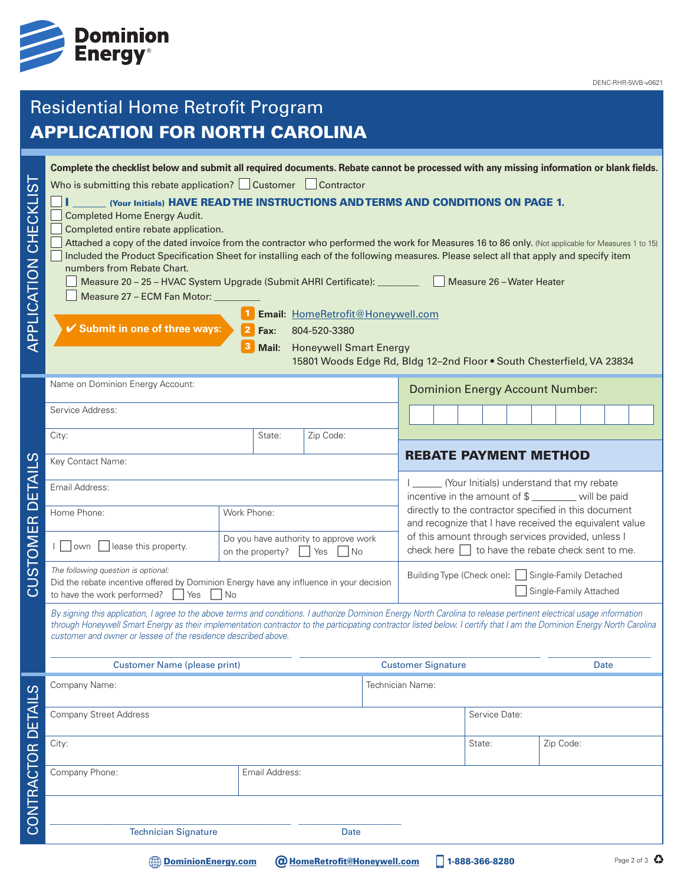Dominion Energy

DENC-RHR-5WB-v0621

# Residential Home Retrofit Program

# APPLICATION FOR NORTH CAROLINA

## APPLICATION CHECKLIST

**Complete the checklist below and submit all required documents. Rebate cannot be processed with any missing information or blank fields.**

Who is submitting this rebate application? ☐ Customer ☐ Contractor

- ☐ **I ______ (Your Initials) HAVE READ THE INSTRUCTIONS AND TERMS AND CONDITIONS ON PAGE 1.**
- ☐ Completed Home Energy Audit.
- ☐ Completed entire rebate application.
- ☐ Attached a copy of the dated invoice from the contractor who performed the work for Measures 16 to 86 only. (Not applicable for Measures 1 to 15)
- ☐ Included the Product Specification Sheet for installing each of the following measures. Please select all that apply and specify item numbers from Rebate Chart.
  - ☐ Measure 20 – 25 – HVAC System Upgrade (Submit AHRI Certificate): ________
  - ☐ Measure 26 – Water Heater
  - ☐ Measure 27 – ECM Fan Motor: _________

**✔ Submit in one of three ways:**

1. **Email:** HomeRetrofit@Honeywell.com
2. **Fax:** 804-520-3380
3. **Mail:** Honeywell Smart Energy
   15801 Woods Edge Rd, Bldg 12–2nd Floor • South Chesterfield, VA 23834

## CUSTOMER DETAILS

| | | |
|---|---|---|
| Name on Dominion Energy Account: | | |
| Service Address: | | |
| City: | State: | Zip Code: |
| Key Contact Name: | | |
| Email Address: | | |
| Home Phone: | Work Phone: | |
| I ☐ own ☐ lease this property. | Do you have authority to approve work on the property? ☐ Yes ☐ No | |

Dominion Energy Account Number: | | | | | | | | | | |

### REBATE PAYMENT METHOD

I ______ (Your Initials) understand that my rebate incentive in the amount of $ _________ will be paid directly to the contractor specified in this document and recognize that I have received the equivalent value of this amount through services provided, unless I check here ☐ to have the rebate check sent to me.

*The following question is optional:*
Did the rebate incentive offered by Dominion Energy have any influence in your decision to have the work performed? ☐ Yes ☐ No

Building Type (Check one): ☐ Single-Family Detached ☐ Single-Family Attached

*By signing this application, I agree to the above terms and conditions. I authorize Dominion Energy North Carolina to release pertinent electrical usage information through Honeywell Smart Energy as their implementation contractor to the participating contractor listed below. I certify that I am the Dominion Energy North Carolina customer and owner or lessee of the residence described above.*

______________________ Customer Name (please print) ______________________ Customer Signature __________ Date

## CONTRACTOR DETAILS

| | | |
|---|---|---|
| Company Name: | Technician Name: | |
| Company Street Address | Service Date: | |
| City: | State: | Zip Code: |
| Company Phone: | Email Address: | |

______________________ Technician Signature __________ Date

DominionEnergy.com | HomeRetrofit@Honeywell.com | 1-888-366-8280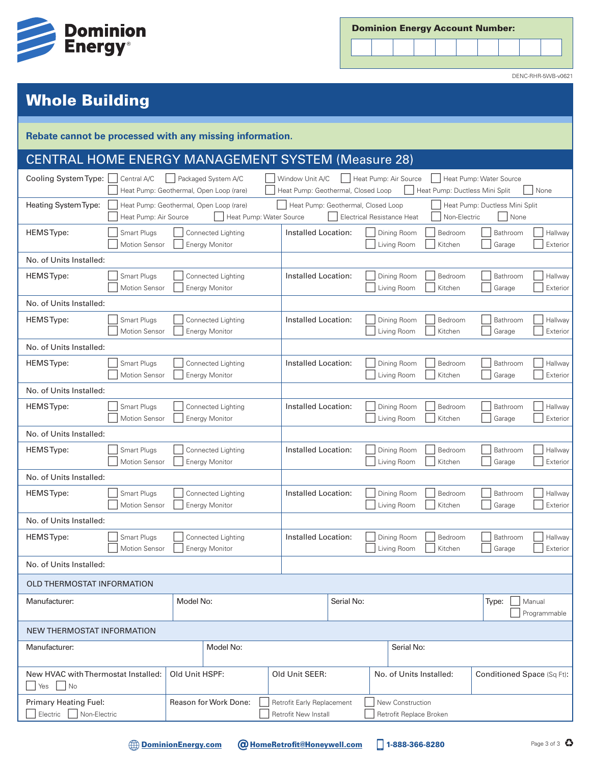Dominion Energy

**Dominion Energy Account Number:**

DENC-RHR-5WB-v0621

# Whole Building

**Rebate cannot be processed with any missing information.**

## CENTRAL HOME ENERGY MANAGEMENT SYSTEM (Measure 28)

Cooling System Type: ☐ Central A/C ☐ Packaged System A/C ☐ Window Unit A/C ☐ Heat Pump: Air Source ☐ Heat Pump: Water Source ☐ Heat Pump: Geothermal, Open Loop (rare) ☐ Heat Pump: Geothermal, Closed Loop ☐ Heat Pump: Ductless Mini Split ☐ None

Heating System Type: ☐ Heat Pump: Geothermal, Open Loop (rare) ☐ Heat Pump: Geothermal, Closed Loop ☐ Heat Pump: Ductless Mini Split ☐ Heat Pump: Air Source ☐ Heat Pump: Water Source ☐ Electrical Resistance Heat ☐ Non-Electric ☐ None

| | |
|---|---|
| HEMS Type: ☐ Smart Plugs ☐ Connected Lighting ☐ Motion Sensor ☐ Energy Monitor | Installed Location: ☐ Dining Room ☐ Bedroom ☐ Bathroom ☐ Hallway ☐ Living Room ☐ Kitchen ☐ Garage ☐ Exterior |
| No. of Units Installed: | |
| HEMS Type: ☐ Smart Plugs ☐ Connected Lighting ☐ Motion Sensor ☐ Energy Monitor | Installed Location: ☐ Dining Room ☐ Bedroom ☐ Bathroom ☐ Hallway ☐ Living Room ☐ Kitchen ☐ Garage ☐ Exterior |
| No. of Units Installed: | |
| HEMS Type: ☐ Smart Plugs ☐ Connected Lighting ☐ Motion Sensor ☐ Energy Monitor | Installed Location: ☐ Dining Room ☐ Bedroom ☐ Bathroom ☐ Hallway ☐ Living Room ☐ Kitchen ☐ Garage ☐ Exterior |
| No. of Units Installed: | |
| HEMS Type: ☐ Smart Plugs ☐ Connected Lighting ☐ Motion Sensor ☐ Energy Monitor | Installed Location: ☐ Dining Room ☐ Bedroom ☐ Bathroom ☐ Hallway ☐ Living Room ☐ Kitchen ☐ Garage ☐ Exterior |
| No. of Units Installed: | |
| HEMS Type: ☐ Smart Plugs ☐ Connected Lighting ☐ Motion Sensor ☐ Energy Monitor | Installed Location: ☐ Dining Room ☐ Bedroom ☐ Bathroom ☐ Hallway ☐ Living Room ☐ Kitchen ☐ Garage ☐ Exterior |
| No. of Units Installed: | |
| HEMS Type: ☐ Smart Plugs ☐ Connected Lighting ☐ Motion Sensor ☐ Energy Monitor | Installed Location: ☐ Dining Room ☐ Bedroom ☐ Bathroom ☐ Hallway ☐ Living Room ☐ Kitchen ☐ Garage ☐ Exterior |
| No. of Units Installed: | |
| HEMS Type: ☐ Smart Plugs ☐ Connected Lighting ☐ Motion Sensor ☐ Energy Monitor | Installed Location: ☐ Dining Room ☐ Bedroom ☐ Bathroom ☐ Hallway ☐ Living Room ☐ Kitchen ☐ Garage ☐ Exterior |
| No. of Units Installed: | |

### OLD THERMOSTAT INFORMATION

| | | | |
|---|---|---|---|
| Manufacturer: | Model No: | Serial No: | Type: ☐ Manual ☐ Programmable |

### NEW THERMOSTAT INFORMATION

| | | |
|---|---|---|
| Manufacturer: | Model No: | Serial No: |

| | | | | |
|---|---|---|---|---|
| New HVAC with Thermostat Installed: ☐ Yes ☐ No | Old Unit HSPF: | Old Unit SEER: | No. of Units Installed: | Conditioned Space (Sq Ft): |

| | |
|---|---|
| Primary Heating Fuel: ☐ Electric ☐ Non-Electric | Reason for Work Done: ☐ Retrofit Early Replacement ☐ New Construction ☐ Retrofit New Install ☐ Retrofit Replace Broken |

DominionEnergy.com HomeRetrofit@Honeywell.com 1-888-366-8280